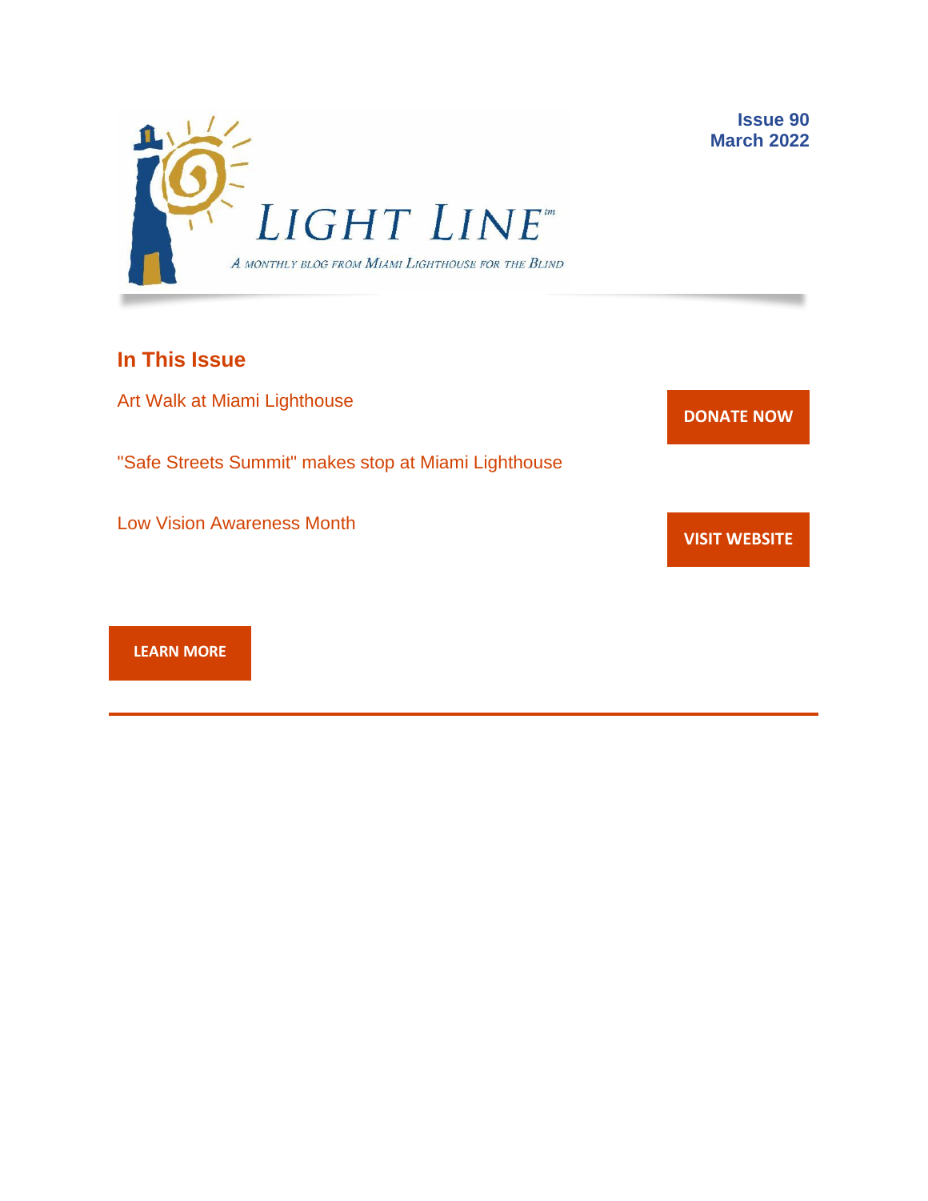LIGHT LINE™

*A monthly blog from Miami Lighthouse for the Blind*

**Issue 90**
**March 2022**

## In This Issue

Art Walk at Miami Lighthouse

"Safe Streets Summit" makes stop at Miami Lighthouse

Low Vision Awareness Month

**DONATE NOW**

**VISIT WEBSITE**

**LEARN MORE**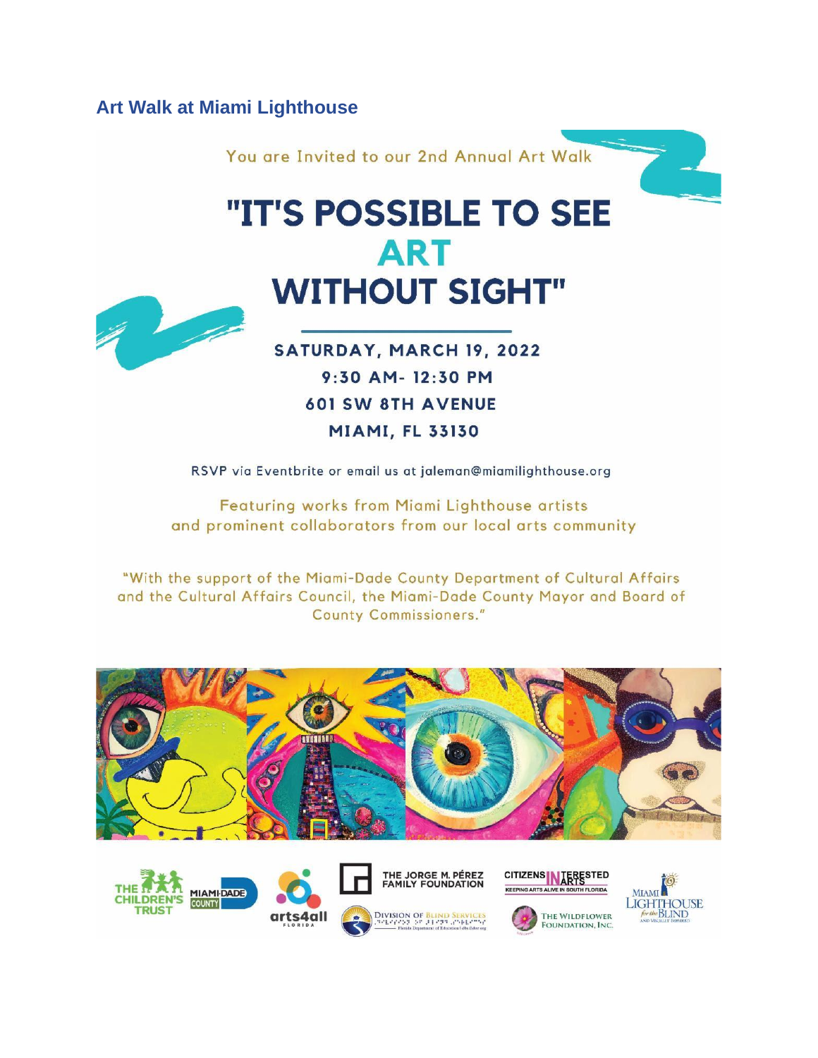## Art Walk at Miami Lighthouse

You are Invited to our 2nd Annual Art Walk

# "IT'S POSSIBLE TO SEE ART WITHOUT SIGHT"

**SATURDAY, MARCH 19, 2022**

**9:30 AM- 12:30 PM**

**601 SW 8TH AVENUE**

**MIAMI, FL 33130**

RSVP via Eventbrite or email us at jaleman@miamilighthouse.org

Featuring works from Miami Lighthouse artists and prominent collaborators from our local arts community

"With the support of the Miami-Dade County Department of Cultural Affairs and the Cultural Affairs Council, the Miami-Dade County Mayor and Board of County Commissioners."

The Children's Trust | Miami-Dade County | arts4all Florida | The Jorge M. Pérez Family Foundation | Division of Blind Services | Citizens Interested in Arts – Keeping Arts Alive in South Florida | The Wildflower Foundation, Inc. | Miami Lighthouse for the Blind and Visually Impaired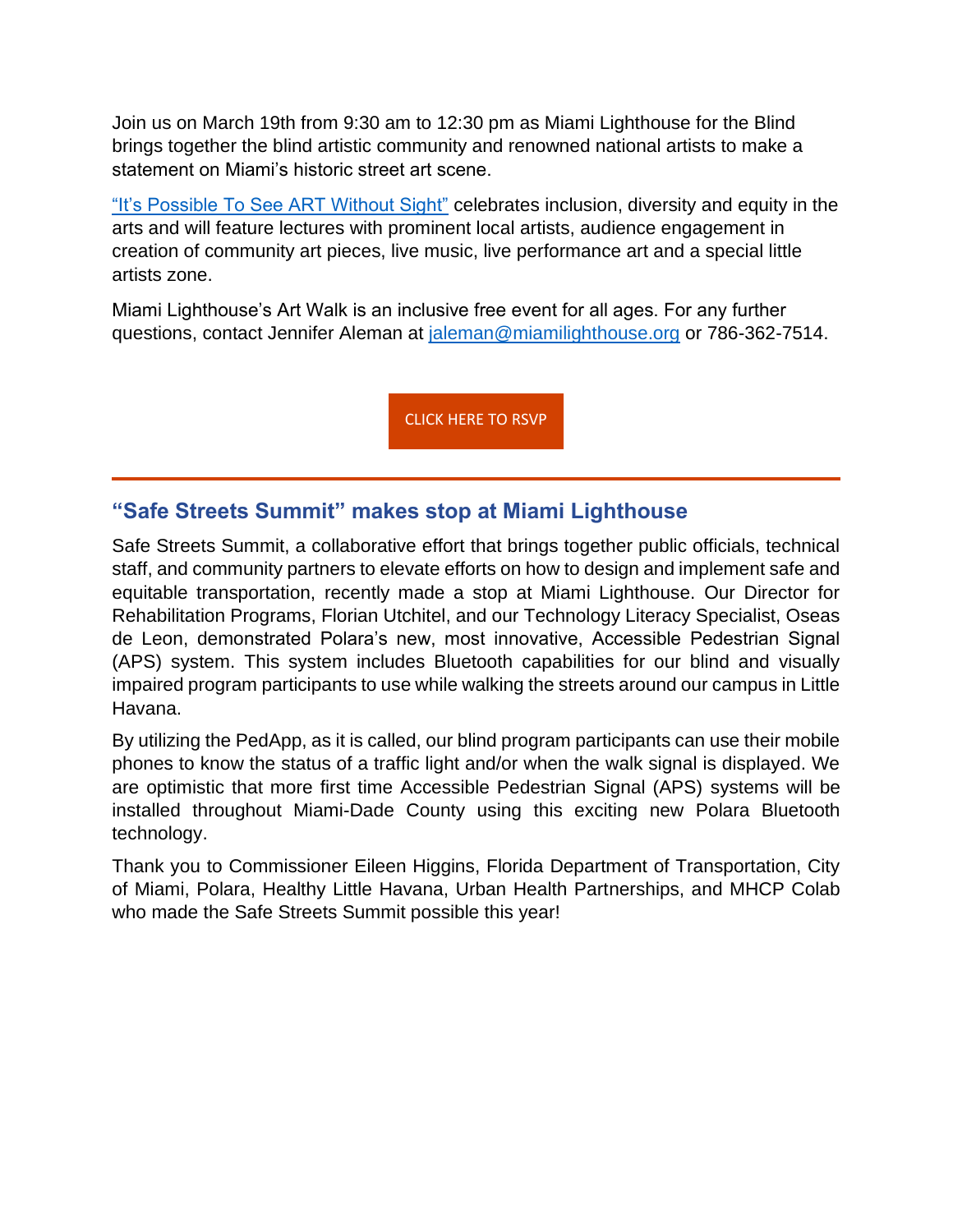Join us on March 19th from 9:30 am to 12:30 pm as Miami Lighthouse for the Blind brings together the blind artistic community and renowned national artists to make a statement on Miami's historic street art scene.

"It's Possible To See ART Without Sight" celebrates inclusion, diversity and equity in the arts and will feature lectures with prominent local artists, audience engagement in creation of community art pieces, live music, live performance art and a special little artists zone.

Miami Lighthouse's Art Walk is an inclusive free event for all ages. For any further questions, contact Jennifer Aleman at jaleman@miamilighthouse.org or 786-362-7514.

CLICK HERE TO RSVP

---

## "Safe Streets Summit" makes stop at Miami Lighthouse

Safe Streets Summit, a collaborative effort that brings together public officials, technical staff, and community partners to elevate efforts on how to design and implement safe and equitable transportation, recently made a stop at Miami Lighthouse. Our Director for Rehabilitation Programs, Florian Utchitel, and our Technology Literacy Specialist, Oseas de Leon, demonstrated Polara's new, most innovative, Accessible Pedestrian Signal (APS) system. This system includes Bluetooth capabilities for our blind and visually impaired program participants to use while walking the streets around our campus in Little Havana.

By utilizing the PedApp, as it is called, our blind program participants can use their mobile phones to know the status of a traffic light and/or when the walk signal is displayed. We are optimistic that more first time Accessible Pedestrian Signal (APS) systems will be installed throughout Miami-Dade County using this exciting new Polara Bluetooth technology.

Thank you to Commissioner Eileen Higgins, Florida Department of Transportation, City of Miami, Polara, Healthy Little Havana, Urban Health Partnerships, and MHCP Colab who made the Safe Streets Summit possible this year!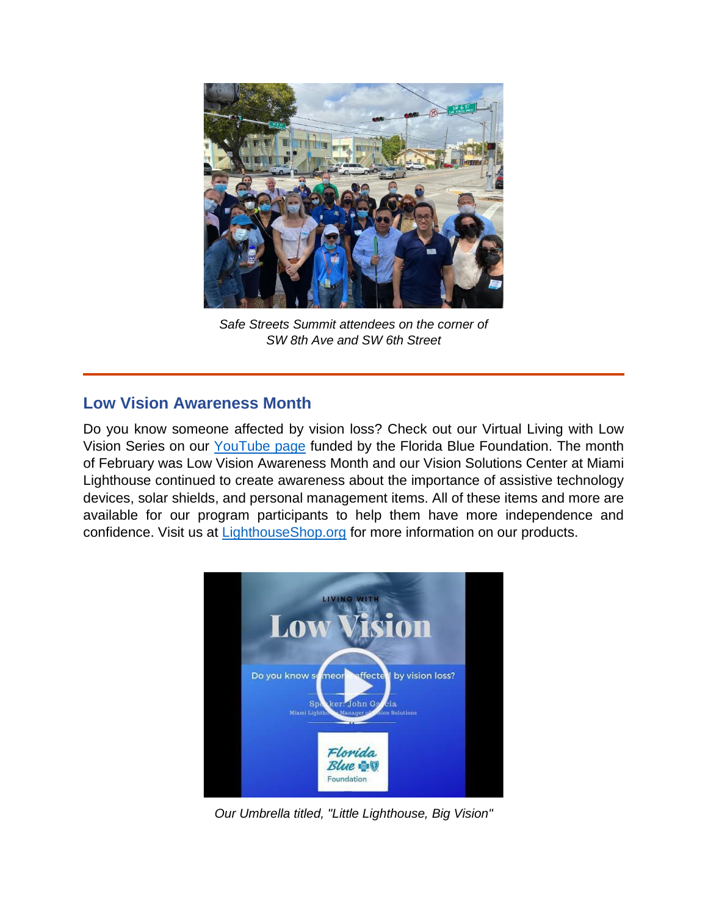*Safe Streets Summit attendees on the corner of SW 8th Ave and SW 6th Street*

---

## Low Vision Awareness Month

Do you know someone affected by vision loss? Check out our Virtual Living with Low Vision Series on our YouTube page funded by the Florida Blue Foundation. The month of February was Low Vision Awareness Month and our Vision Solutions Center at Miami Lighthouse continued to create awareness about the importance of assistive technology devices, solar shields, and personal management items. All of these items and more are available for our program participants to help them have more independence and confidence. Visit us at LighthouseShop.org for more information on our products.

*Our Umbrella titled, "Little Lighthouse, Big Vision"*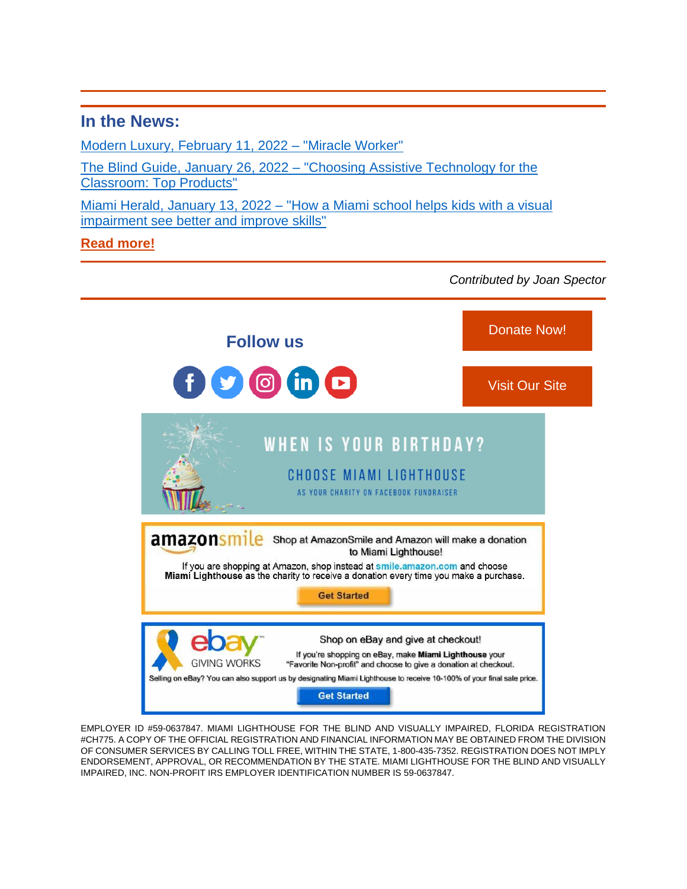## In the News:

Modern Luxury, February 11, 2022 – "Miracle Worker"

The Blind Guide, January 26, 2022 – "Choosing Assistive Technology for the Classroom: Top Products"

Miami Herald, January 13, 2022 – "How a Miami school helps kids with a visual impairment see better and improve skills"

**Read more!**

*Contributed by Joan Spector*

**Follow us**

Donate Now!

Visit Our Site

WHEN IS YOUR BIRTHDAY?

CHOOSE MIAMI LIGHTHOUSE

AS YOUR CHARITY ON FACEBOOK FUNDRAISER

amazonsmile Shop at AmazonSmile and Amazon will make a donation to Miami Lighthouse!

If you are shopping at Amazon, shop instead at smile.amazon.com and choose **Miami Lighthouse** as the charity to receive a donation every time you make a purchase.

Get Started

ebay GIVING WORKS

Shop on eBay and give at checkout!

If you're shopping on eBay, make **Miami Lighthouse** your "Favorite Non-profit" and choose to give a donation at checkout.

Selling on eBay? You can also support us by designating Miami Lighthouse to receive 10-100% of your final sale price.

Get Started

EMPLOYER ID #59-0637847. MIAMI LIGHTHOUSE FOR THE BLIND AND VISUALLY IMPAIRED, FLORIDA REGISTRATION #CH775. A COPY OF THE OFFICIAL REGISTRATION AND FINANCIAL INFORMATION MAY BE OBTAINED FROM THE DIVISION OF CONSUMER SERVICES BY CALLING TOLL FREE, WITHIN THE STATE, 1-800-435-7352. REGISTRATION DOES NOT IMPLY ENDORSEMENT, APPROVAL, OR RECOMMENDATION BY THE STATE. MIAMI LIGHTHOUSE FOR THE BLIND AND VISUALLY IMPAIRED, INC. NON-PROFIT IRS EMPLOYER IDENTIFICATION NUMBER IS 59-0637847.